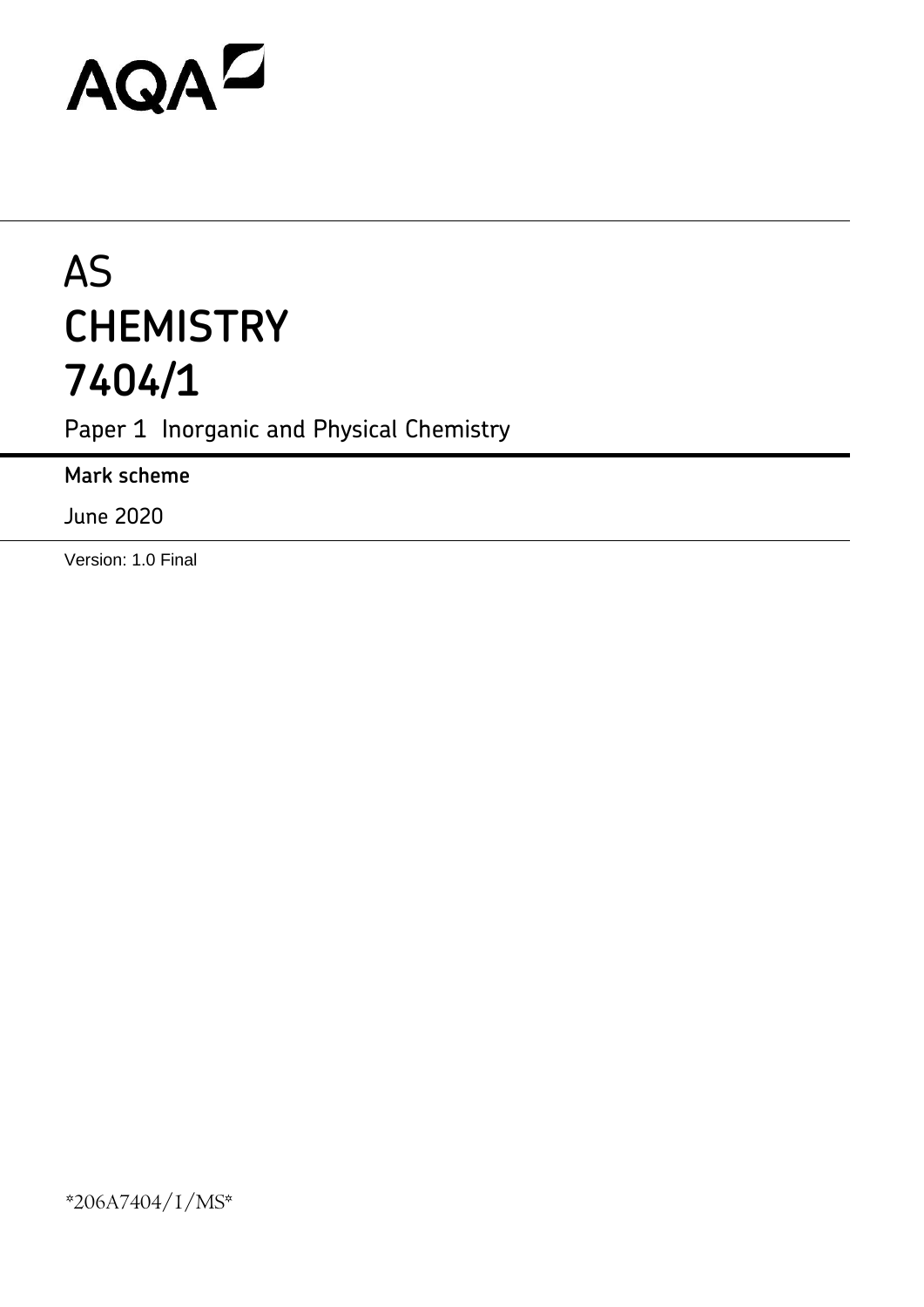AQA

# AS
# CHEMISTRY
# 7404/1

Paper 1 Inorganic and Physical Chemistry

**Mark scheme**

June 2020

Version: 1.0 Final

*206A7404/1/MS*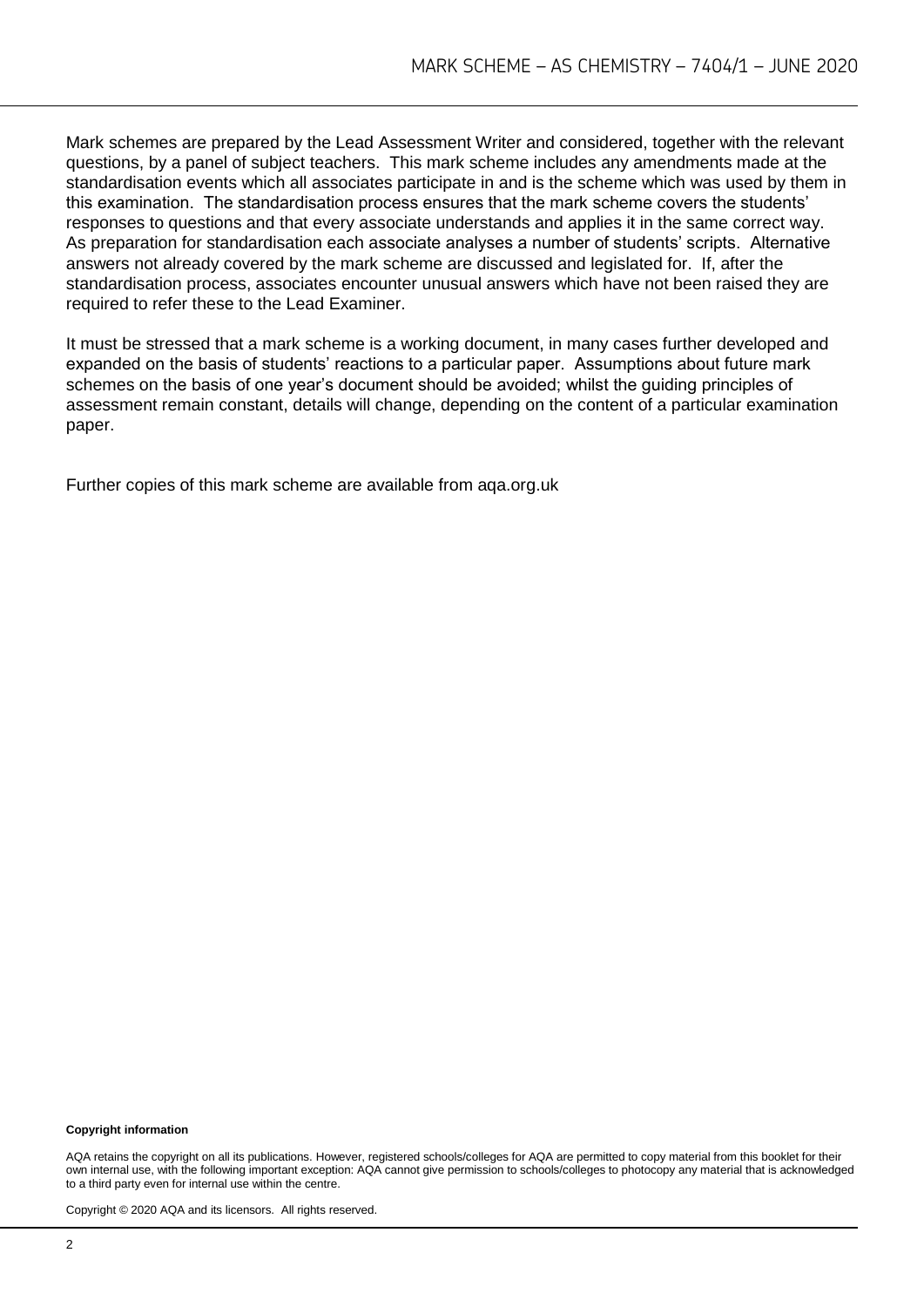Mark schemes are prepared by the Lead Assessment Writer and considered, together with the relevant questions, by a panel of subject teachers. This mark scheme includes any amendments made at the standardisation events which all associates participate in and is the scheme which was used by them in this examination. The standardisation process ensures that the mark scheme covers the students' responses to questions and that every associate understands and applies it in the same correct way. As preparation for standardisation each associate analyses a number of students' scripts. Alternative answers not already covered by the mark scheme are discussed and legislated for. If, after the standardisation process, associates encounter unusual answers which have not been raised they are required to refer these to the Lead Examiner.

It must be stressed that a mark scheme is a working document, in many cases further developed and expanded on the basis of students' reactions to a particular paper. Assumptions about future mark schemes on the basis of one year's document should be avoided; whilst the guiding principles of assessment remain constant, details will change, depending on the content of a particular examination paper.

Further copies of this mark scheme are available from aqa.org.uk

**Copyright information**

AQA retains the copyright on all its publications. However, registered schools/colleges for AQA are permitted to copy material from this booklet for their own internal use, with the following important exception: AQA cannot give permission to schools/colleges to photocopy any material that is acknowledged to a third party even for internal use within the centre.

Copyright © 2020 AQA and its licensors. All rights reserved.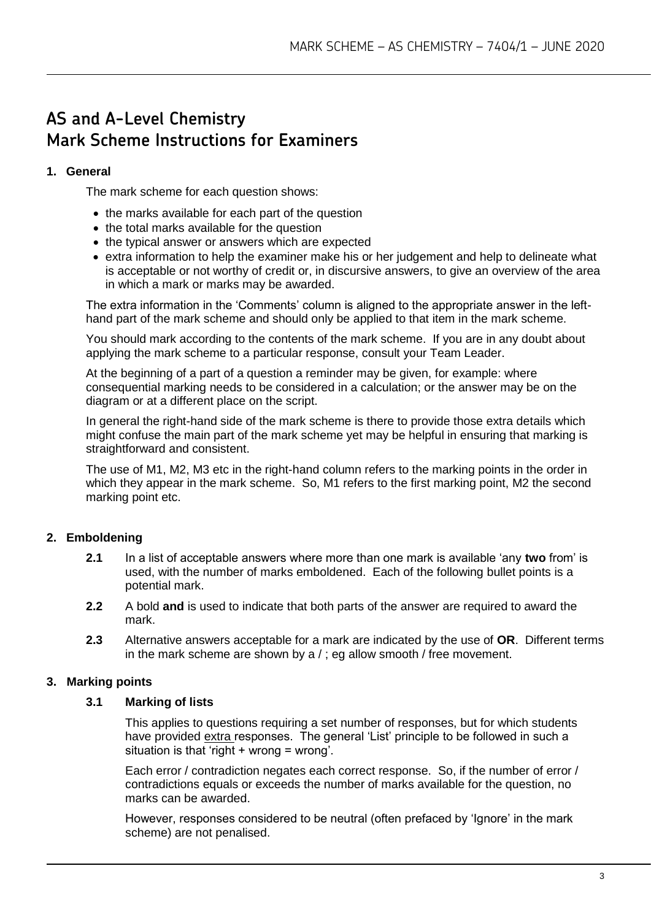# AS and A-Level Chemistry
# Mark Scheme Instructions for Examiners

### 1. General

The mark scheme for each question shows:

- the marks available for each part of the question
- the total marks available for the question
- the typical answer or answers which are expected
- extra information to help the examiner make his or her judgement and help to delineate what is acceptable or not worthy of credit or, in discursive answers, to give an overview of the area in which a mark or marks may be awarded.

The extra information in the 'Comments' column is aligned to the appropriate answer in the left-hand part of the mark scheme and should only be applied to that item in the mark scheme.

You should mark according to the contents of the mark scheme. If you are in any doubt about applying the mark scheme to a particular response, consult your Team Leader.

At the beginning of a part of a question a reminder may be given, for example: where consequential marking needs to be considered in a calculation; or the answer may be on the diagram or at a different place on the script.

In general the right-hand side of the mark scheme is there to provide those extra details which might confuse the main part of the mark scheme yet may be helpful in ensuring that marking is straightforward and consistent.

The use of M1, M2, M3 etc in the right-hand column refers to the marking points in the order in which they appear in the mark scheme. So, M1 refers to the first marking point, M2 the second marking point etc.

### 2. Emboldening

**2.1** In a list of acceptable answers where more than one mark is available 'any **two** from' is used, with the number of marks emboldened. Each of the following bullet points is a potential mark.

**2.2** A bold **and** is used to indicate that both parts of the answer are required to award the mark.

**2.3** Alternative answers acceptable for a mark are indicated by the use of **OR**. Different terms in the mark scheme are shown by a / ; eg allow smooth / free movement.

### 3. Marking points

#### 3.1 Marking of lists

This applies to questions requiring a set number of responses, but for which students have provided extra responses. The general 'List' principle to be followed in such a situation is that 'right + wrong = wrong'.

Each error / contradiction negates each correct response. So, if the number of error / contradictions equals or exceeds the number of marks available for the question, no marks can be awarded.

However, responses considered to be neutral (often prefaced by 'Ignore' in the mark scheme) are not penalised.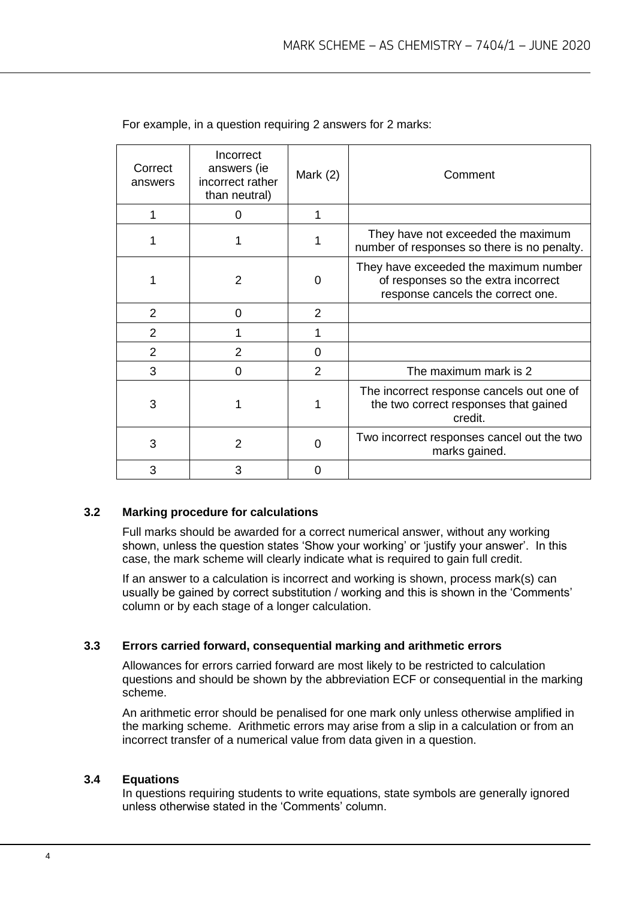For example, in a question requiring 2 answers for 2 marks:

| Correct answers | Incorrect answers (ie incorrect rather than neutral) | Mark (2) | Comment |
|---|---|---|---|
| 1 | 0 | 1 | |
| 1 | 1 | 1 | They have not exceeded the maximum number of responses so there is no penalty. |
| 1 | 2 | 0 | They have exceeded the maximum number of responses so the extra incorrect response cancels the correct one. |
| 2 | 0 | 2 | |
| 2 | 1 | 1 | |
| 2 | 2 | 0 | |
| 3 | 0 | 2 | The maximum mark is 2 |
| 3 | 1 | 1 | The incorrect response cancels out one of the two correct responses that gained credit. |
| 3 | 2 | 0 | Two incorrect responses cancel out the two marks gained. |
| 3 | 3 | 0 | |

### 3.2 Marking procedure for calculations

Full marks should be awarded for a correct numerical answer, without any working shown, unless the question states 'Show your working' or 'justify your answer'. In this case, the mark scheme will clearly indicate what is required to gain full credit.

If an answer to a calculation is incorrect and working is shown, process mark(s) can usually be gained by correct substitution / working and this is shown in the 'Comments' column or by each stage of a longer calculation.

### 3.3 Errors carried forward, consequential marking and arithmetic errors

Allowances for errors carried forward are most likely to be restricted to calculation questions and should be shown by the abbreviation ECF or consequential in the marking scheme.

An arithmetic error should be penalised for one mark only unless otherwise amplified in the marking scheme. Arithmetic errors may arise from a slip in a calculation or from an incorrect transfer of a numerical value from data given in a question.

### 3.4 Equations

In questions requiring students to write equations, state symbols are generally ignored unless otherwise stated in the 'Comments' column.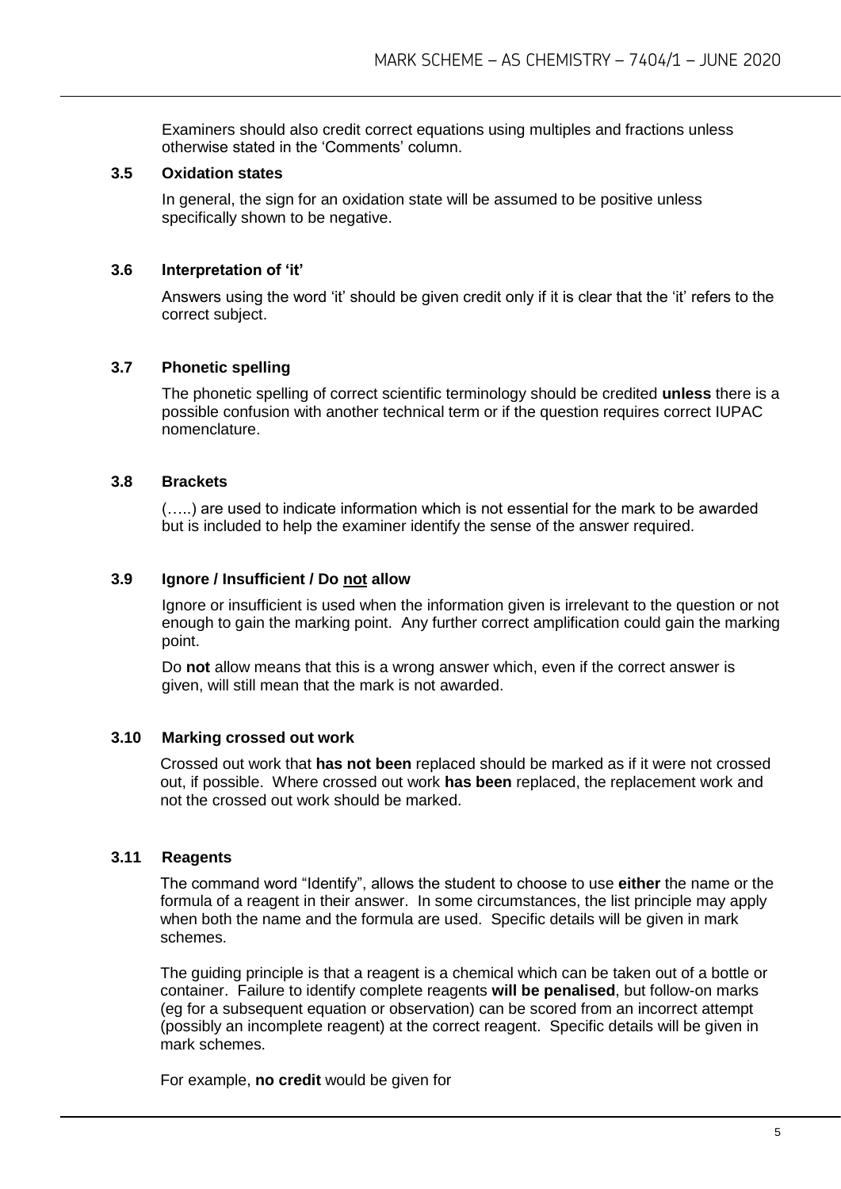Examiners should also credit correct equations using multiples and fractions unless otherwise stated in the 'Comments' column.

### 3.5 Oxidation states

In general, the sign for an oxidation state will be assumed to be positive unless specifically shown to be negative.

### 3.6 Interpretation of 'it'

Answers using the word 'it' should be given credit only if it is clear that the 'it' refers to the correct subject.

### 3.7 Phonetic spelling

The phonetic spelling of correct scientific terminology should be credited **unless** there is a possible confusion with another technical term or if the question requires correct IUPAC nomenclature.

### 3.8 Brackets

(…..) are used to indicate information which is not essential for the mark to be awarded but is included to help the examiner identify the sense of the answer required.

### 3.9 Ignore / Insufficient / Do not allow

Ignore or insufficient is used when the information given is irrelevant to the question or not enough to gain the marking point. Any further correct amplification could gain the marking point.

Do **not** allow means that this is a wrong answer which, even if the correct answer is given, will still mean that the mark is not awarded.

### 3.10 Marking crossed out work

Crossed out work that **has not been** replaced should be marked as if it were not crossed out, if possible. Where crossed out work **has been** replaced, the replacement work and not the crossed out work should be marked.

### 3.11 Reagents

The command word "Identify", allows the student to choose to use **either** the name or the formula of a reagent in their answer. In some circumstances, the list principle may apply when both the name and the formula are used. Specific details will be given in mark schemes.

The guiding principle is that a reagent is a chemical which can be taken out of a bottle or container. Failure to identify complete reagents **will be penalised**, but follow-on marks (eg for a subsequent equation or observation) can be scored from an incorrect attempt (possibly an incomplete reagent) at the correct reagent. Specific details will be given in mark schemes.

For example, **no credit** would be given for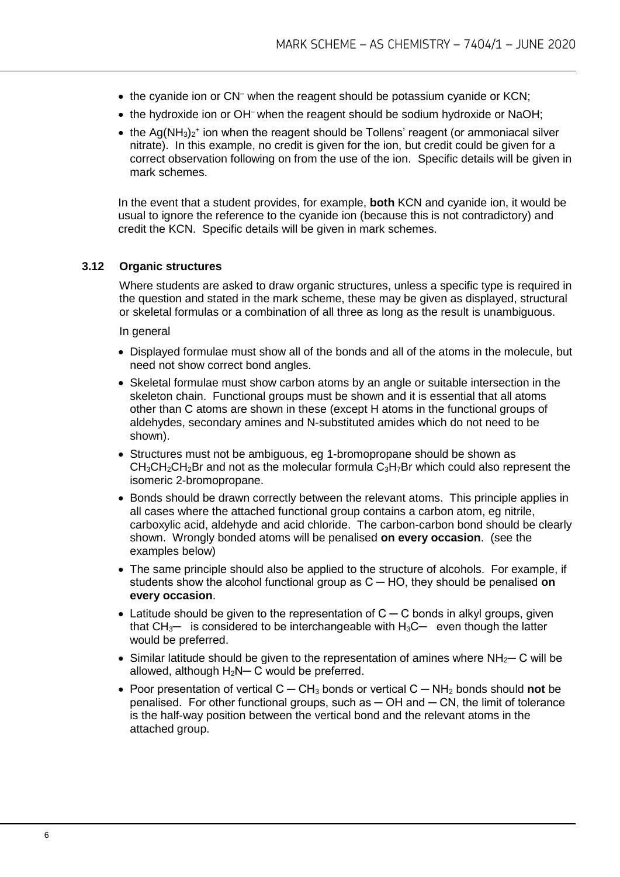- the cyanide ion or $CN^-$ when the reagent should be potassium cyanide or KCN;
- the hydroxide ion or $OH^-$ when the reagent should be sodium hydroxide or NaOH;
- the $Ag(NH_3)_2^+$ ion when the reagent should be Tollens' reagent (or ammoniacal silver nitrate). In this example, no credit is given for the ion, but credit could be given for a correct observation following on from the use of the ion. Specific details will be given in mark schemes.

In the event that a student provides, for example, **both** KCN and cyanide ion, it would be usual to ignore the reference to the cyanide ion (because this is not contradictory) and credit the KCN. Specific details will be given in mark schemes.

### 3.12 Organic structures

Where students are asked to draw organic structures, unless a specific type is required in the question and stated in the mark scheme, these may be given as displayed, structural or skeletal formulas or a combination of all three as long as the result is unambiguous.

In general

- Displayed formulae must show all of the bonds and all of the atoms in the molecule, but need not show correct bond angles.
- Skeletal formulae must show carbon atoms by an angle or suitable intersection in the skeleton chain. Functional groups must be shown and it is essential that all atoms other than C atoms are shown in these (except H atoms in the functional groups of aldehydes, secondary amines and N-substituted amides which do not need to be shown).
- Structures must not be ambiguous, eg 1-bromopropane should be shown as $CH_3CH_2CH_2Br$ and not as the molecular formula $C_3H_7Br$ which could also represent the isomeric 2-bromopropane.
- Bonds should be drawn correctly between the relevant atoms. This principle applies in all cases where the attached functional group contains a carbon atom, eg nitrile, carboxylic acid, aldehyde and acid chloride. The carbon-carbon bond should be clearly shown. Wrongly bonded atoms will be penalised **on every occasion**. (see the examples below)
- The same principle should also be applied to the structure of alcohols. For example, if students show the alcohol functional group as C ─ HO, they should be penalised **on every occasion**.
- Latitude should be given to the representation of C ─ C bonds in alkyl groups, given that $CH_3$─ is considered to be interchangeable with $H_3C$─ even though the latter would be preferred.
- Similar latitude should be given to the representation of amines where $NH_2$─ C will be allowed, although $H_2N$─ C would be preferred.
- Poor presentation of vertical C ─ $CH_3$ bonds or vertical C ─ $NH_2$ bonds should **not** be penalised. For other functional groups, such as ─ OH and ─ CN, the limit of tolerance is the half-way position between the vertical bond and the relevant atoms in the attached group.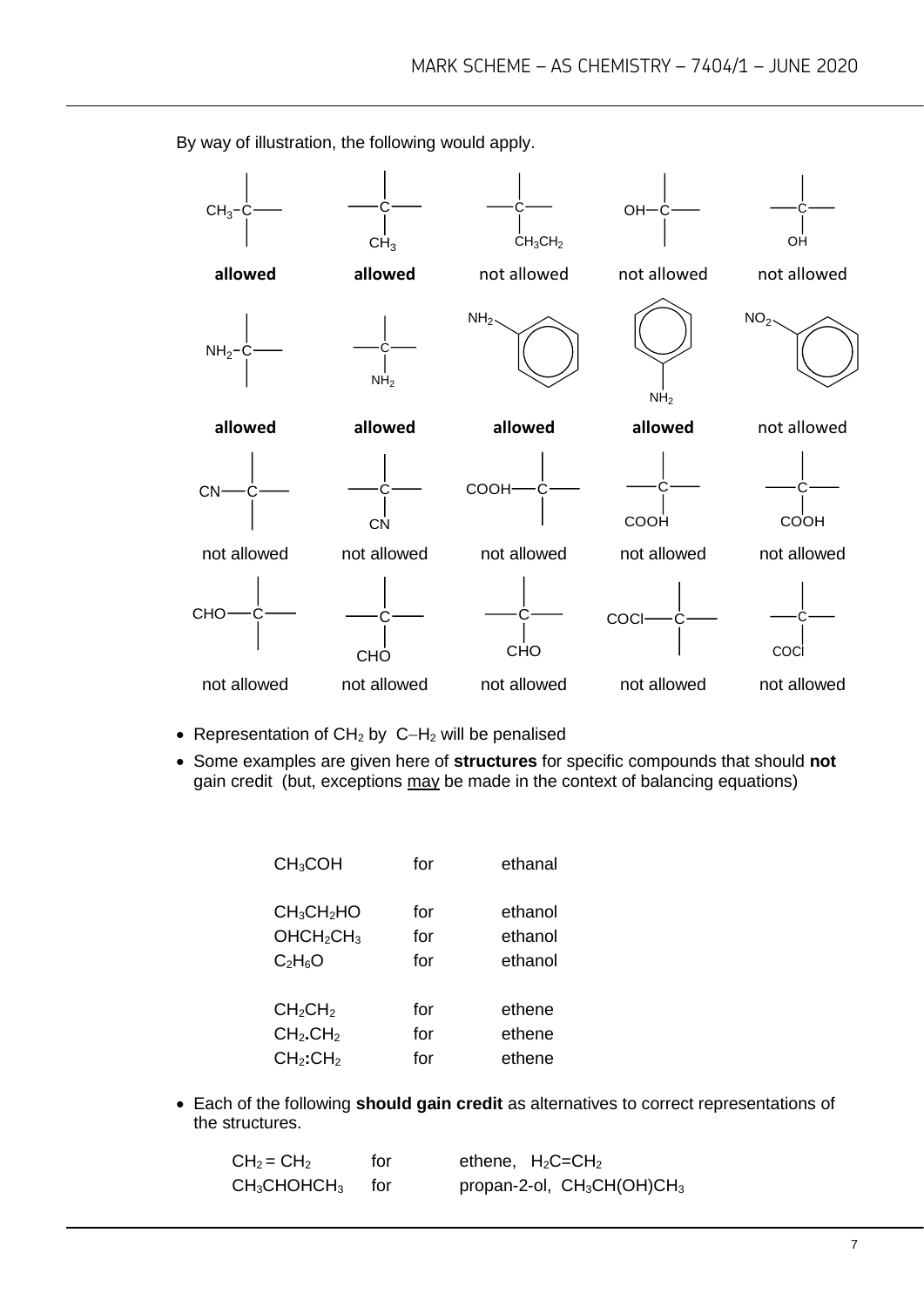By way of illustration, the following would apply.

| Structure | Verdict |
|---|---|
| $CH_3$–C (attached left) | **allowed** |
| C with $CH_3$ below | **allowed** |
| C with $CH_3CH_2$ below | not allowed |
| OH–C (attached left) | not allowed |
| C with OH below | not allowed |
| $NH_2$–C (attached left) | **allowed** |
| C with $NH_2$ below | **allowed** |
| $NH_2$ on benzene ring (upper left) | **allowed** |
| benzene ring with $NH_2$ below | **allowed** |
| $NO_2$ on benzene ring (upper left) | not allowed |
| CN–C (attached left) | not allowed |
| C with CN below | not allowed |
| COOH–C (attached left) | not allowed |
| C with COOH below | not allowed |
| C with COOH below | not allowed |
| CHO–C (attached left) | not allowed |
| C with CHO below | not allowed |
| C with CHO below | not allowed |
| COCl–C (attached left) | not allowed |
| C with COCl below | not allowed |

- Representation of $CH_2$ by C–$H_2$ will be penalised
- Some examples are given here of **structures** for specific compounds that should **not** gain credit (but, exceptions may be made in the context of balancing equations)

| | | |
|---|---|---|
| $CH_3COH$ | for | ethanal |
| $CH_3CH_2HO$ | for | ethanol |
| $OHCH_2CH_3$ | for | ethanol |
| $C_2H_6O$ | for | ethanol |
| $CH_2CH_2$ | for | ethene |
| $CH_2.CH_2$ | for | ethene |
| $CH_2:CH_2$ | for | ethene |

- Each of the following **should gain credit** as alternatives to correct representations of the structures.

| | | |
|---|---|---|
| $CH_2 = CH_2$ | for | ethene, $H_2C{=}CH_2$ |
| $CH_3CHOHCH_3$ | for | propan-2-ol, $CH_3CH(OH)CH_3$ |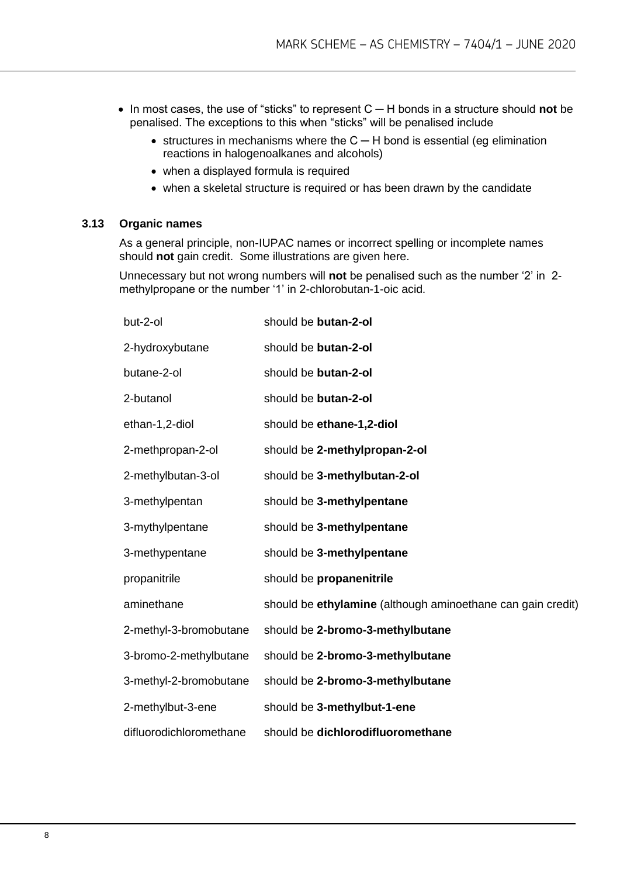- In most cases, the use of "sticks" to represent C ─ H bonds in a structure should **not** be penalised. The exceptions to this when "sticks" will be penalised include
  - structures in mechanisms where the C ─ H bond is essential (eg elimination reactions in halogenoalkanes and alcohols)
  - when a displayed formula is required
  - when a skeletal structure is required or has been drawn by the candidate

### 3.13 Organic names

As a general principle, non-IUPAC names or incorrect spelling or incomplete names should **not** gain credit. Some illustrations are given here.

Unnecessary but not wrong numbers will **not** be penalised such as the number '2' in 2-methylpropane or the number '1' in 2-chlorobutan-1-oic acid.

| | |
|---|---|
| but-2-ol | should be **butan-2-ol** |
| 2-hydroxybutane | should be **butan-2-ol** |
| butane-2-ol | should be **butan-2-ol** |
| 2-butanol | should be **butan-2-ol** |
| ethan-1,2-diol | should be **ethane-1,2-diol** |
| 2-methpropan-2-ol | should be **2-methylpropan-2-ol** |
| 2-methylbutan-3-ol | should be **3-methylbutan-2-ol** |
| 3-methylpentan | should be **3-methylpentane** |
| 3-mythylpentane | should be **3-methylpentane** |
| 3-methypentane | should be **3-methylpentane** |
| propanitrile | should be **propanenitrile** |
| aminethane | should be **ethylamine** (although aminoethane can gain credit) |
| 2-methyl-3-bromobutane | should be **2-bromo-3-methylbutane** |
| 3-bromo-2-methylbutane | should be **2-bromo-3-methylbutane** |
| 3-methyl-2-bromobutane | should be **2-bromo-3-methylbutane** |
| 2-methylbut-3-ene | should be **3-methylbut-1-ene** |
| difluorodichloromethane | should be **dichlorodifluoromethane** |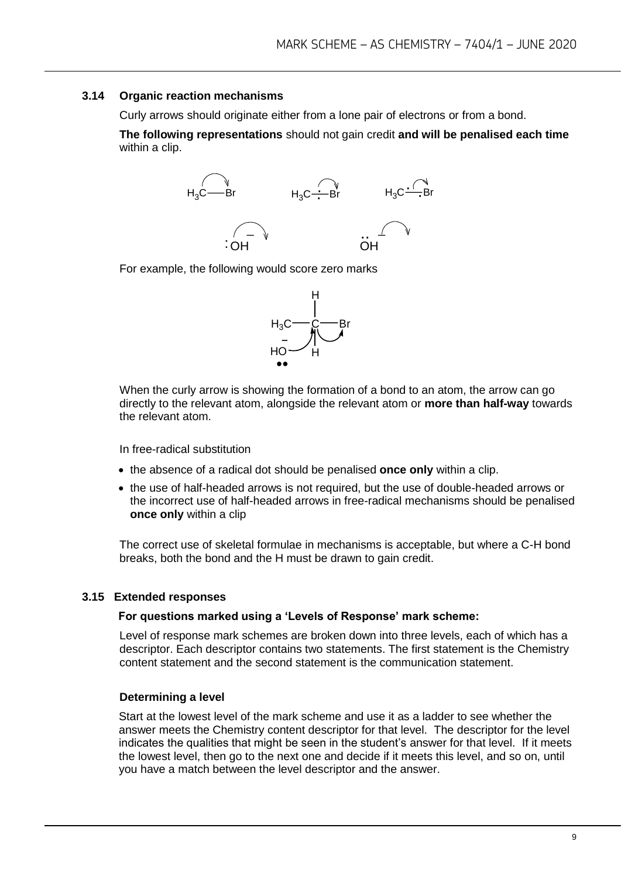### 3.14 Organic reaction mechanisms

Curly arrows should originate either from a lone pair of electrons or from a bond.

**The following representations** should not gain credit **and will be penalised each time** within a clip.

For example, the following would score zero marks

When the curly arrow is showing the formation of a bond to an atom, the arrow can go directly to the relevant atom, alongside the relevant atom or **more than half-way** towards the relevant atom.

In free-radical substitution

- the absence of a radical dot should be penalised **once only** within a clip.
- the use of half-headed arrows is not required, but the use of double-headed arrows or the incorrect use of half-headed arrows in free-radical mechanisms should be penalised **once only** within a clip

The correct use of skeletal formulae in mechanisms is acceptable, but where a C-H bond breaks, both the bond and the H must be drawn to gain credit.

### 3.15 Extended responses

**For questions marked using a 'Levels of Response' mark scheme:**

Level of response mark schemes are broken down into three levels, each of which has a descriptor. Each descriptor contains two statements. The first statement is the Chemistry content statement and the second statement is the communication statement.

#### Determining a level

Start at the lowest level of the mark scheme and use it as a ladder to see whether the answer meets the Chemistry content descriptor for that level. The descriptor for the level indicates the qualities that might be seen in the student's answer for that level. If it meets the lowest level, then go to the next one and decide if it meets this level, and so on, until you have a match between the level descriptor and the answer.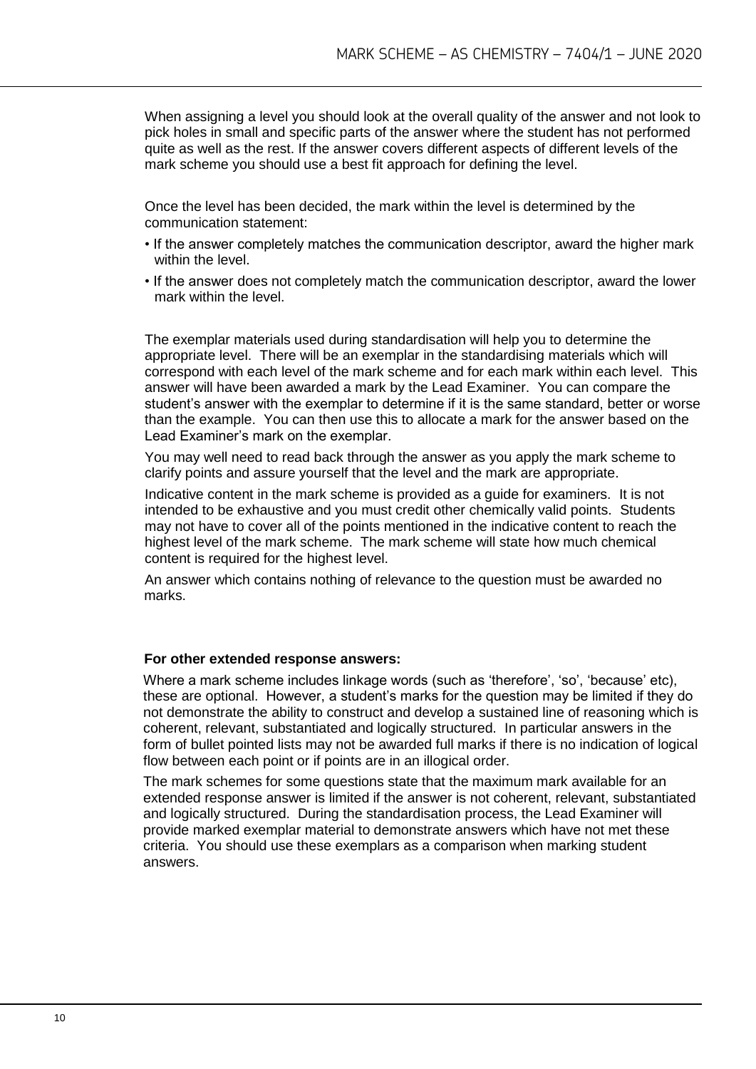When assigning a level you should look at the overall quality of the answer and not look to pick holes in small and specific parts of the answer where the student has not performed quite as well as the rest. If the answer covers different aspects of different levels of the mark scheme you should use a best fit approach for defining the level.

Once the level has been decided, the mark within the level is determined by the communication statement:

- If the answer completely matches the communication descriptor, award the higher mark within the level.
- If the answer does not completely match the communication descriptor, award the lower mark within the level.

The exemplar materials used during standardisation will help you to determine the appropriate level. There will be an exemplar in the standardising materials which will correspond with each level of the mark scheme and for each mark within each level. This answer will have been awarded a mark by the Lead Examiner. You can compare the student's answer with the exemplar to determine if it is the same standard, better or worse than the example. You can then use this to allocate a mark for the answer based on the Lead Examiner's mark on the exemplar.

You may well need to read back through the answer as you apply the mark scheme to clarify points and assure yourself that the level and the mark are appropriate.

Indicative content in the mark scheme is provided as a guide for examiners. It is not intended to be exhaustive and you must credit other chemically valid points. Students may not have to cover all of the points mentioned in the indicative content to reach the highest level of the mark scheme. The mark scheme will state how much chemical content is required for the highest level.

An answer which contains nothing of relevance to the question must be awarded no marks.

**For other extended response answers:**

Where a mark scheme includes linkage words (such as 'therefore', 'so', 'because' etc), these are optional. However, a student's marks for the question may be limited if they do not demonstrate the ability to construct and develop a sustained line of reasoning which is coherent, relevant, substantiated and logically structured. In particular answers in the form of bullet pointed lists may not be awarded full marks if there is no indication of logical flow between each point or if points are in an illogical order.

The mark schemes for some questions state that the maximum mark available for an extended response answer is limited if the answer is not coherent, relevant, substantiated and logically structured. During the standardisation process, the Lead Examiner will provide marked exemplar material to demonstrate answers which have not met these criteria. You should use these exemplars as a comparison when marking student answers.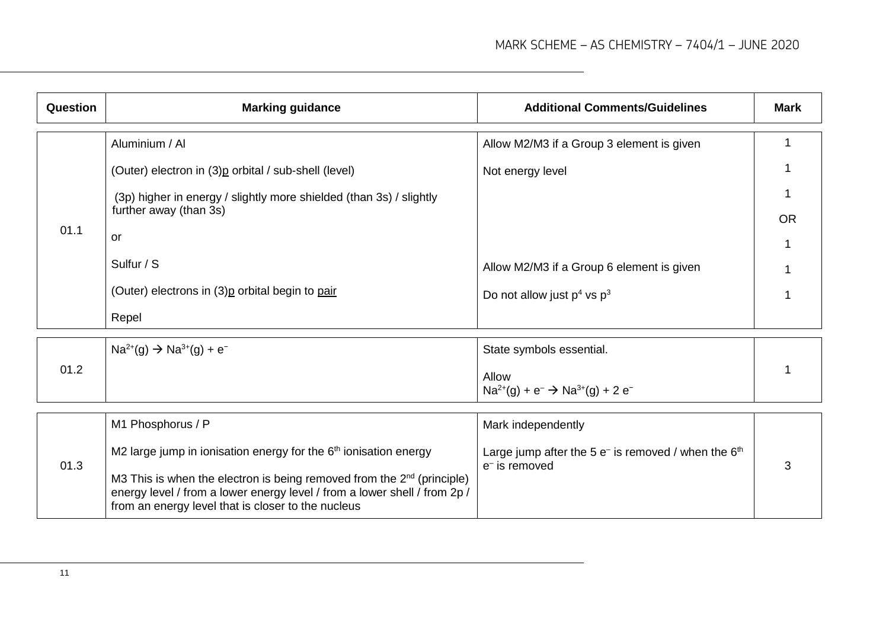| Question | Marking guidance | Additional Comments/Guidelines | Mark |
|---|---|---|---|
| 01.1 | Aluminium / Al<br><br>(Outer) electron in (3)p orbital / sub-shell (level)<br><br>(3p) higher in energy / slightly more shielded (than 3s) / slightly further away (than 3s)<br><br>or<br><br>Sulfur / S<br><br>(Outer) electrons in (3)p orbital begin to pair<br><br>Repel | Allow M2/M3 if a Group 3 element is given<br><br>Not energy level<br><br><br><br><br><br>Allow M2/M3 if a Group 6 element is given<br><br>Do not allow just $p^4$ vs $p^3$ | 1<br><br>1<br><br>1<br><br>OR<br><br>1<br><br>1<br><br>1 |
| 01.2 | $Na^{2+}(g) \rightarrow Na^{3+}(g) + e^-$ | State symbols essential.<br><br>Allow<br>$Na^{2+}(g) + e^- \rightarrow Na^{3+}(g) + 2\ e^-$ | 1 |
| 01.3 | M1 Phosphorus / P<br><br>M2 large jump in ionisation energy for the 6th ionisation energy<br><br>M3 This is when the electron is being removed from the 2nd (principle) energy level / from a lower energy level / from a lower shell / from 2p / from an energy level that is closer to the nucleus | Mark independently<br><br>Large jump after the 5 $e^-$ is removed / when the 6th $e^-$ is removed | 3 |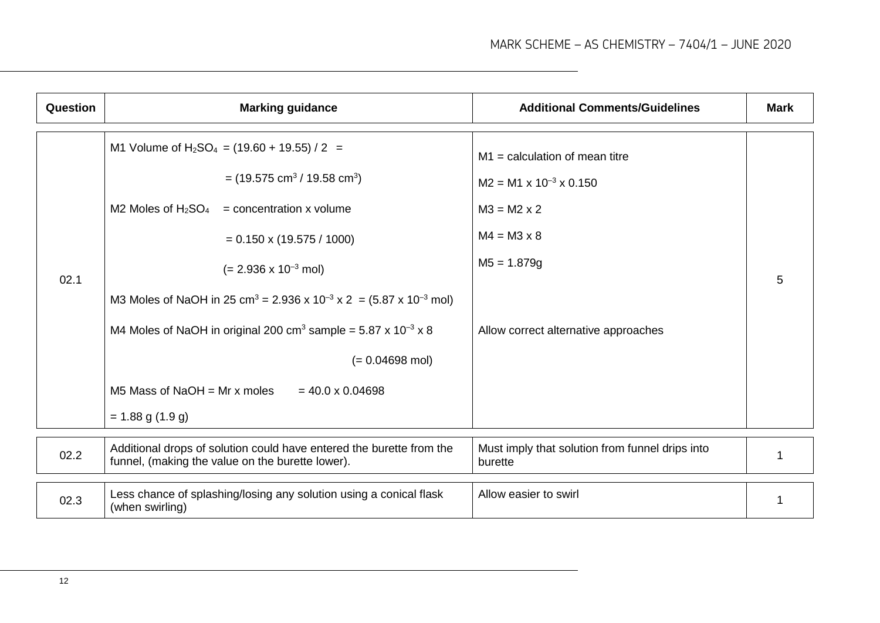| Question | Marking guidance | Additional Comments/Guidelines | Mark |
|---|---|---|---|
| 02.1 | M1 Volume of $H_2SO_4$ = (19.60 + 19.55) / 2 = <br> = (19.575 $cm^3$ / 19.58 $cm^3$) <br> M2 Moles of $H_2SO_4$ = concentration x volume <br> = 0.150 x (19.575 / 1000) <br> (= 2.936 x $10^{-3}$ mol) <br> M3 Moles of NaOH in 25 $cm^3$ = 2.936 x $10^{-3}$ x 2 = (5.87 x $10^{-3}$ mol) <br> M4 Moles of NaOH in original 200 $cm^3$ sample = 5.87 x $10^{-3}$ x 8 <br> (= 0.04698 mol) <br> M5 Mass of NaOH = Mr x moles = 40.0 x 0.04698 <br> = 1.88 g (1.9 g) | M1 = calculation of mean titre <br> M2 = M1 x $10^{-3}$ x 0.150 <br> M3 = M2 x 2 <br> M4 = M3 x 8 <br> M5 = 1.879g <br> Allow correct alternative approaches | 5 |
| 02.2 | Additional drops of solution could have entered the burette from the funnel, (making the value on the burette lower). | Must imply that solution from funnel drips into burette | 1 |
| 02.3 | Less chance of splashing/losing any solution using a conical flask (when swirling) | Allow easier to swirl | 1 |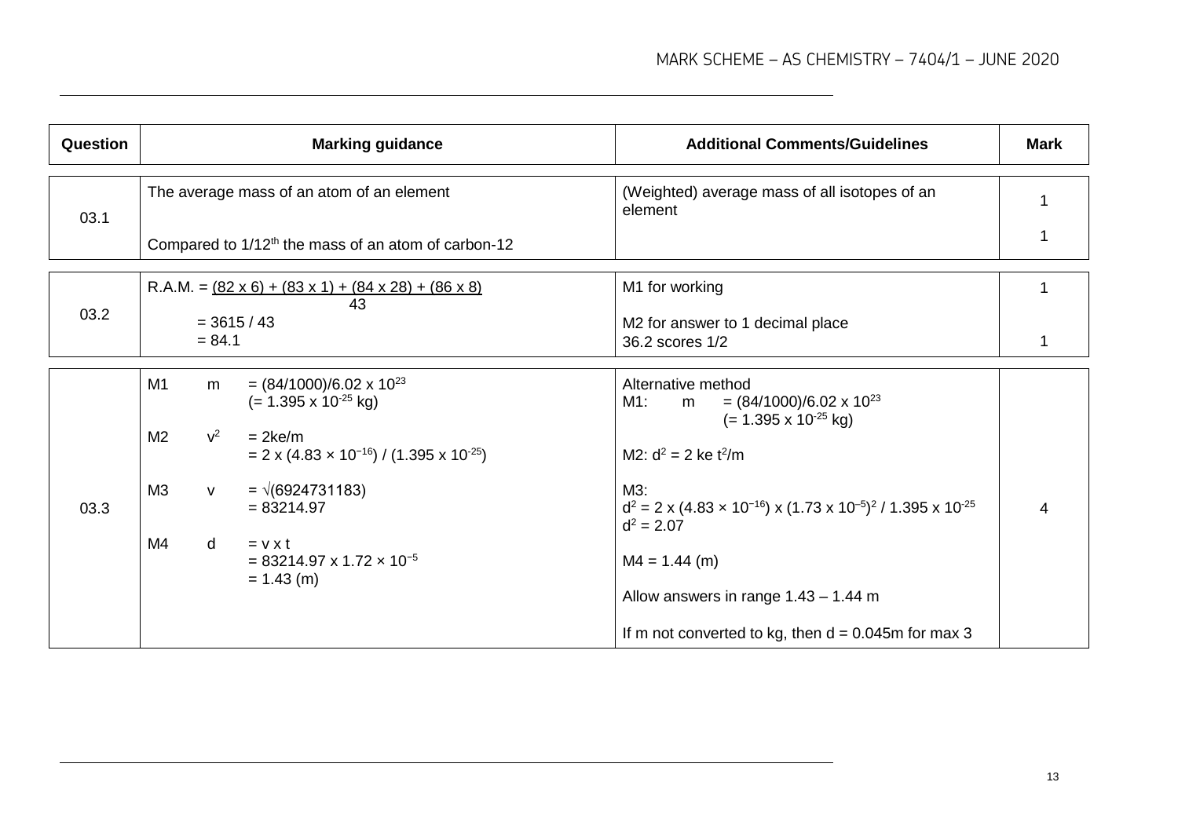| Question | Marking guidance | Additional Comments/Guidelines | Mark |
|---|---|---|---|
| 03.1 | The average mass of an atom of an element<br><br>Compared to 1/12th the mass of an atom of carbon-12 | (Weighted) average mass of all isotopes of an element | 1<br><br>1 |
| 03.2 | R.A.M. = $\frac{(82 \times 6) + (83 \times 1) + (84 \times 28) + (86 \times 8)}{43}$<br>= 3615 / 43<br>= 84.1 | M1 for working<br><br>M2 for answer to 1 decimal place<br>36.2 scores 1/2 | 1<br><br>1 |
| 03.3 | M1 $m = (84/1000)/6.02 \times 10^{23}$<br>$(= 1.395 \times 10^{-25}$ kg)<br><br>M2 $v^2 = 2ke/m$<br>$= 2 \times (4.83 \times 10^{-16}) / (1.395 \times 10^{-25})$<br><br>M3 $v = \sqrt{(6924731183)}$<br>$= 83214.97$<br><br>M4 $d = v \times t$<br>$= 83214.97 \times 1.72 \times 10^{-5}$<br>$= 1.43$ (m) | Alternative method<br>M1: $m = (84/1000)/6.02 \times 10^{23}$<br>$(= 1.395 \times 10^{-25}$ kg)<br><br>M2: $d^2 = 2\text{ ke } t^2/m$<br><br>M3:<br>$d^2 = 2 \times (4.83 \times 10^{-16}) \times (1.73 \times 10^{-5})^2 / 1.395 \times 10^{-25}$<br>$d^2 = 2.07$<br><br>M4 = 1.44 (m)<br><br>Allow answers in range 1.43 – 1.44 m<br><br>If m not converted to kg, then d = 0.045m for max 3 | 4 |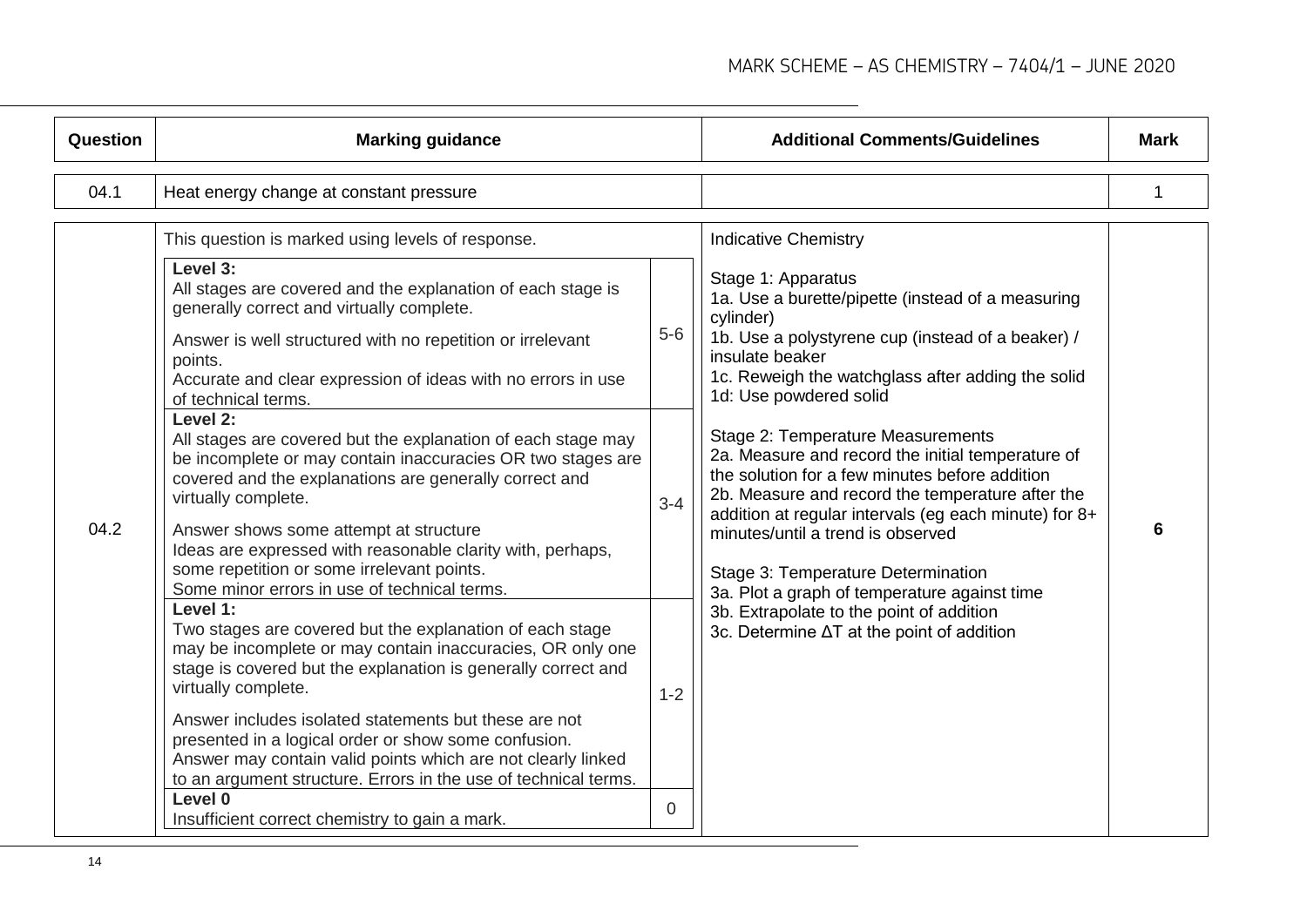| Question | Marking guidance | Additional Comments/Guidelines | Mark |
|---|---|---|---|
| 04.1 | Heat energy change at constant pressure | | 1 |

| Question | Marking guidance | | Additional Comments/Guidelines | Mark |
|---|---|---|---|---|
| 04.2 | This question is marked using levels of response. | | Indicative Chemistry<br><br>Stage 1: Apparatus<br>1a. Use a burette/pipette (instead of a measuring cylinder)<br>1b. Use a polystyrene cup (instead of a beaker) / insulate beaker<br>1c. Reweigh the watchglass after adding the solid<br>1d: Use powdered solid<br><br>Stage 2: Temperature Measurements<br>2a. Measure and record the initial temperature of the solution for a few minutes before addition<br>2b. Measure and record the temperature after the addition at regular intervals (eg each minute) for 8+ minutes/until a trend is observed<br><br>Stage 3: Temperature Determination<br>3a. Plot a graph of temperature against time<br>3b. Extrapolate to the point of addition<br>3c. Determine $\Delta T$ at the point of addition | 6 |
| | **Level 3:**<br>All stages are covered and the explanation of each stage is generally correct and virtually complete.<br><br>Answer is well structured with no repetition or irrelevant points.<br>Accurate and clear expression of ideas with no errors in use of technical terms. | 5-6 | | |
| | **Level 2:**<br>All stages are covered but the explanation of each stage may be incomplete or may contain inaccuracies OR two stages are covered and the explanations are generally correct and virtually complete.<br><br>Answer shows some attempt at structure<br>Ideas are expressed with reasonable clarity with, perhaps, some repetition or some irrelevant points.<br>Some minor errors in use of technical terms. | 3-4 | | |
| | **Level 1:**<br>Two stages are covered but the explanation of each stage may be incomplete or may contain inaccuracies, OR only one stage is covered but the explanation is generally correct and virtually complete.<br><br>Answer includes isolated statements but these are not presented in a logical order or show some confusion.<br>Answer may contain valid points which are not clearly linked to an argument structure. Errors in the use of technical terms. | 1-2 | | |
| | **Level 0**<br>Insufficient correct chemistry to gain a mark. | 0 | | |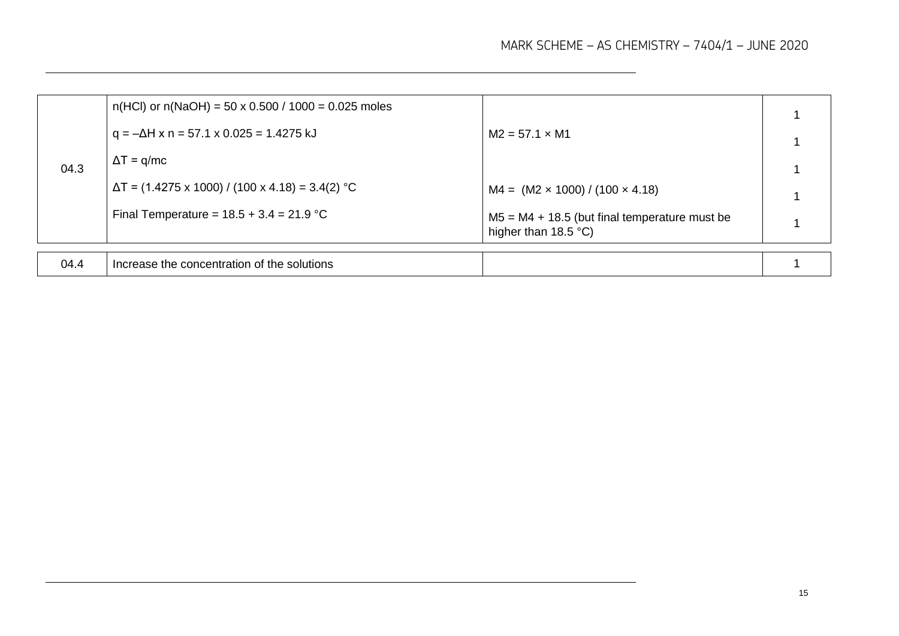| | | | |
|---|---|---|---|
| 04.3 | n(HCl) or n(NaOH) = 50 x 0.500 / 1000 = 0.025 moles | | 1 |
| | q = $-\Delta H$ x n = 57.1 x 0.025 = 1.4275 kJ | M2 = 57.1 × M1 | 1 |
| | $\Delta T = q/mc$ | | 1 |
| | $\Delta T$ = (1.4275 x 1000) / (100 x 4.18) = 3.4(2) °C | M4 = (M2 × 1000) / (100 × 4.18) | 1 |
| | Final Temperature = 18.5 + 3.4 = 21.9 °C | M5 = M4 + 18.5 (but final temperature must be higher than 18.5 °C) | 1 |

| | | | |
|---|---|---|---|
| 04.4 | Increase the concentration of the solutions | | 1 |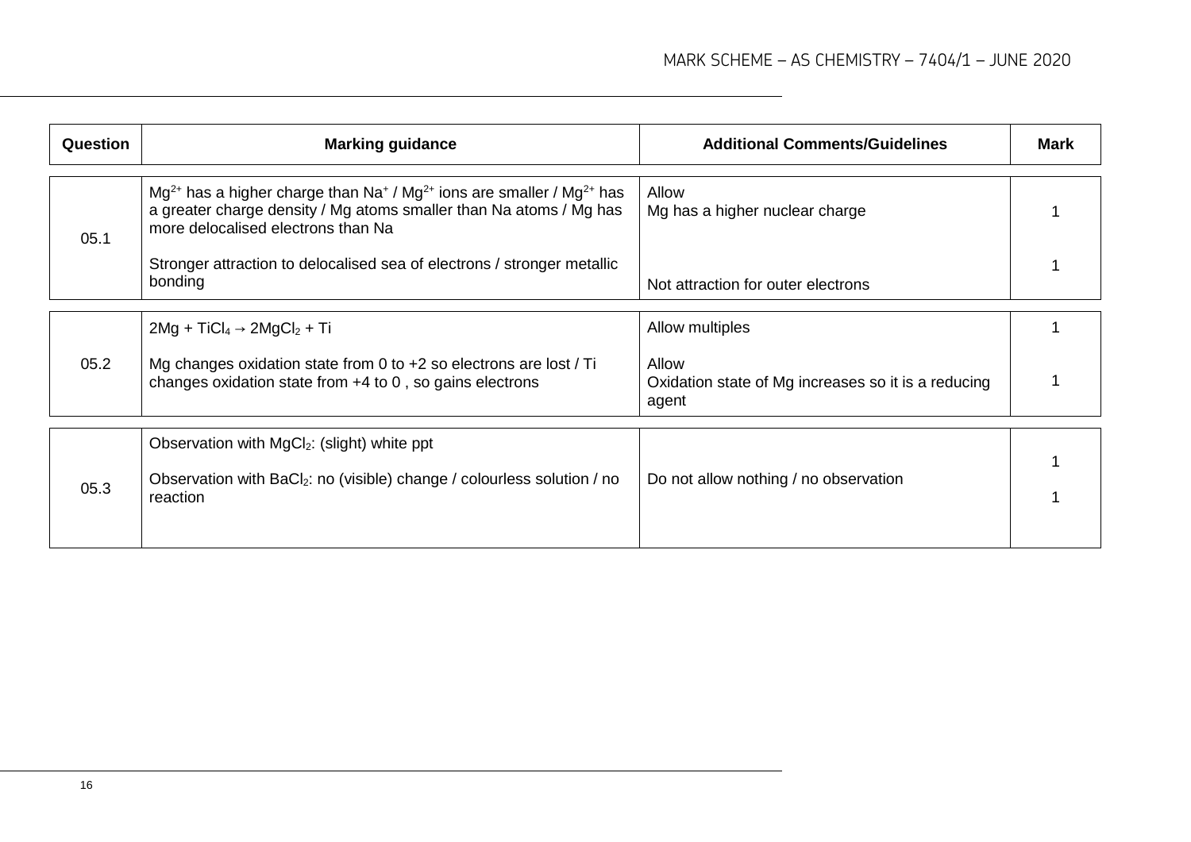| Question | Marking guidance | Additional Comments/Guidelines | Mark |
|---|---|---|---|
| 05.1 | $Mg^{2+}$ has a higher charge than $Na^{+}$ / $Mg^{2+}$ ions are smaller / $Mg^{2+}$ has a greater charge density / Mg atoms smaller than Na atoms / Mg has more delocalised electrons than Na | Allow<br>Mg has a higher nuclear charge | 1 |
| | Stronger attraction to delocalised sea of electrons / stronger metallic bonding | Not attraction for outer electrons | 1 |
| 05.2 | $2Mg + TiCl_4 \rightarrow 2MgCl_2 + Ti$ | Allow multiples | 1 |
| | Mg changes oxidation state from 0 to +2 so electrons are lost / Ti changes oxidation state from +4 to 0 , so gains electrons | Allow<br>Oxidation state of Mg increases so it is a reducing agent | 1 |
| 05.3 | Observation with $MgCl_2$: (slight) white ppt | | 1 |
| | Observation with $BaCl_2$: no (visible) change / colourless solution / no reaction | Do not allow nothing / no observation | 1 |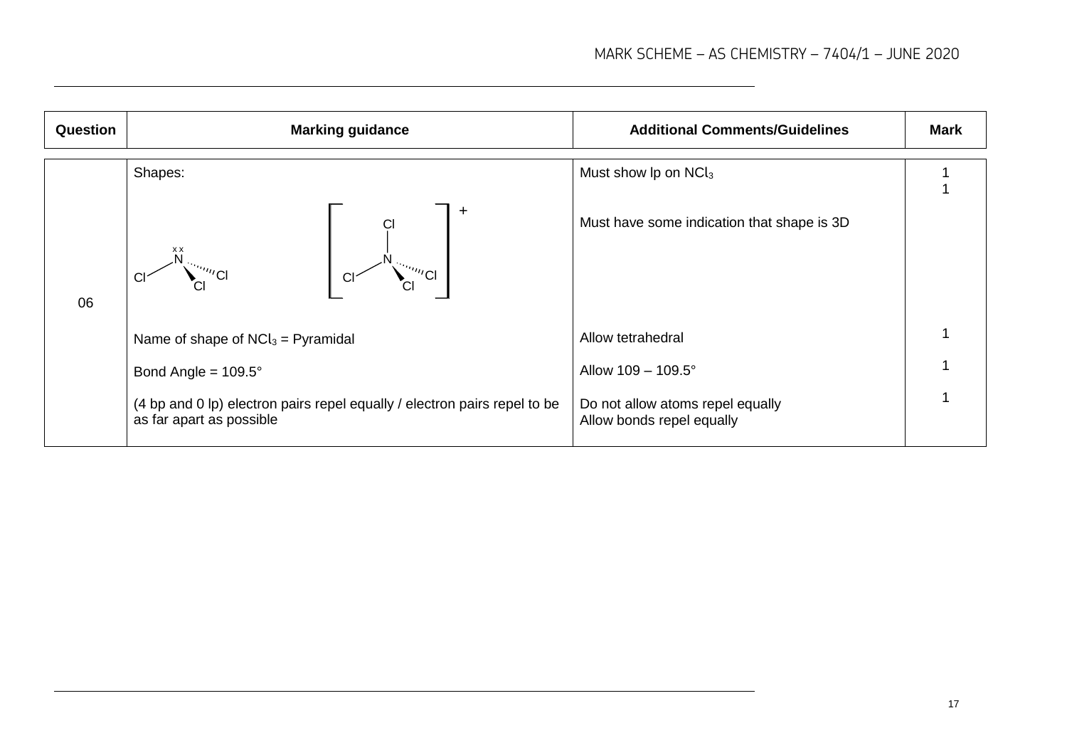| Question | Marking guidance | Additional Comments/Guidelines | Mark |
|---|---|---|---|
| 06 | Shapes: | Must show lp on $NCl_3$ | 1 |
| | [Diagram: $NCl_3$ pyramidal with lone pair (xx) on N; $[NCl_4]^+$ tetrahedral] | Must have some indication that shape is 3D | 1 |
| | Name of shape of $NCl_3$ = Pyramidal | Allow tetrahedral | 1 |
| | Bond Angle = 109.5° | Allow 109 – 109.5° | 1 |
| | (4 bp and 0 lp) electron pairs repel equally / electron pairs repel to be as far apart as possible | Do not allow atoms repel equally<br>Allow bonds repel equally | 1 |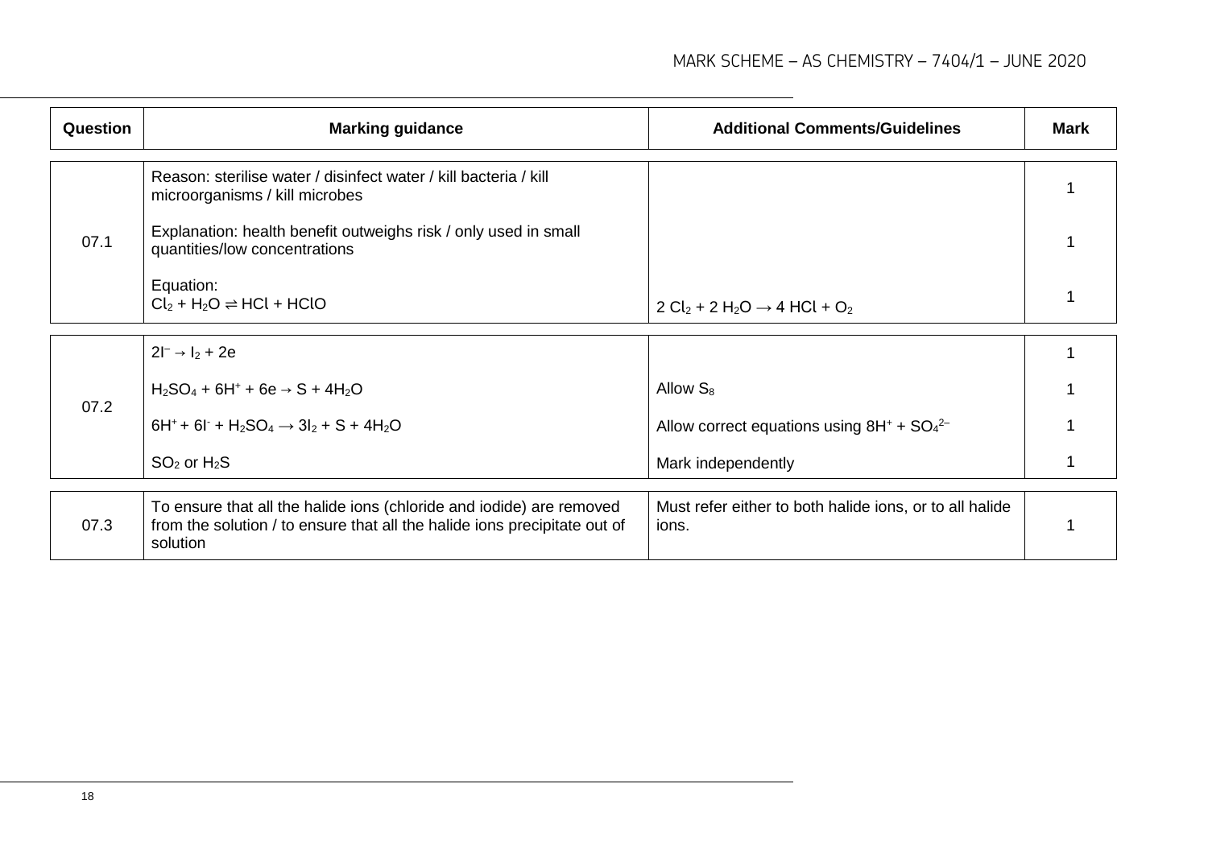| Question | Marking guidance | Additional Comments/Guidelines | Mark |
|---|---|---|---|
| 07.1 | Reason: sterilise water / disinfect water / kill bacteria / kill microorganisms / kill microbes | | 1 |
| | Explanation: health benefit outweighs risk / only used in small quantities/low concentrations | | 1 |
| | Equation: $Cl_2 + H_2O \rightleftharpoons HCl + HClO$ | $2\ Cl_2 + 2\ H_2O \rightarrow 4\ HCl + O_2$ | 1 |
| 07.2 | $2I^- \rightarrow I_2 + 2e$ | | 1 |
| | $H_2SO_4 + 6H^+ + 6e \rightarrow S + 4H_2O$ | Allow $S_8$ | 1 |
| | $6H^+ + 6I^- + H_2SO_4 \rightarrow 3I_2 + S + 4H_2O$ | Allow correct equations using $8H^+ + SO_4^{2-}$ | 1 |
| | $SO_2$ or $H_2S$ | Mark independently | 1 |
| 07.3 | To ensure that all the halide ions (chloride and iodide) are removed from the solution / to ensure that all the halide ions precipitate out of solution | Must refer either to both halide ions, or to all halide ions. | 1 |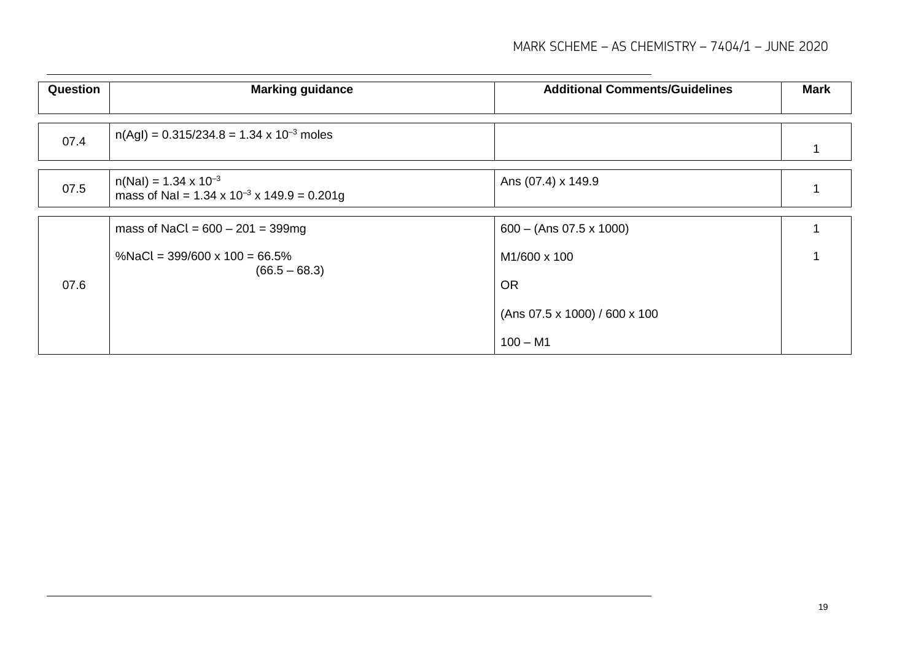| Question | Marking guidance | Additional Comments/Guidelines | Mark |
|---|---|---|---|
| 07.4 | n(AgI) = 0.315/234.8 = $1.34 \times 10^{-3}$ moles | | 1 |
| 07.5 | n(NaI) = $1.34 \times 10^{-3}$<br>mass of NaI = $1.34 \times 10^{-3} \times 149.9$ = 0.201g | Ans (07.4) x 149.9 | 1 |
| 07.6 | mass of NaCl = 600 – 201 = 399mg<br><br>%NaCl = 399/600 x 100 = 66.5%<br>(66.5 – 68.3) | 600 – (Ans 07.5 x 1000)<br><br>M1/600 x 100<br><br>OR<br><br>(Ans 07.5 x 1000) / 600 x 100<br><br>100 – M1 | 1<br><br>1 |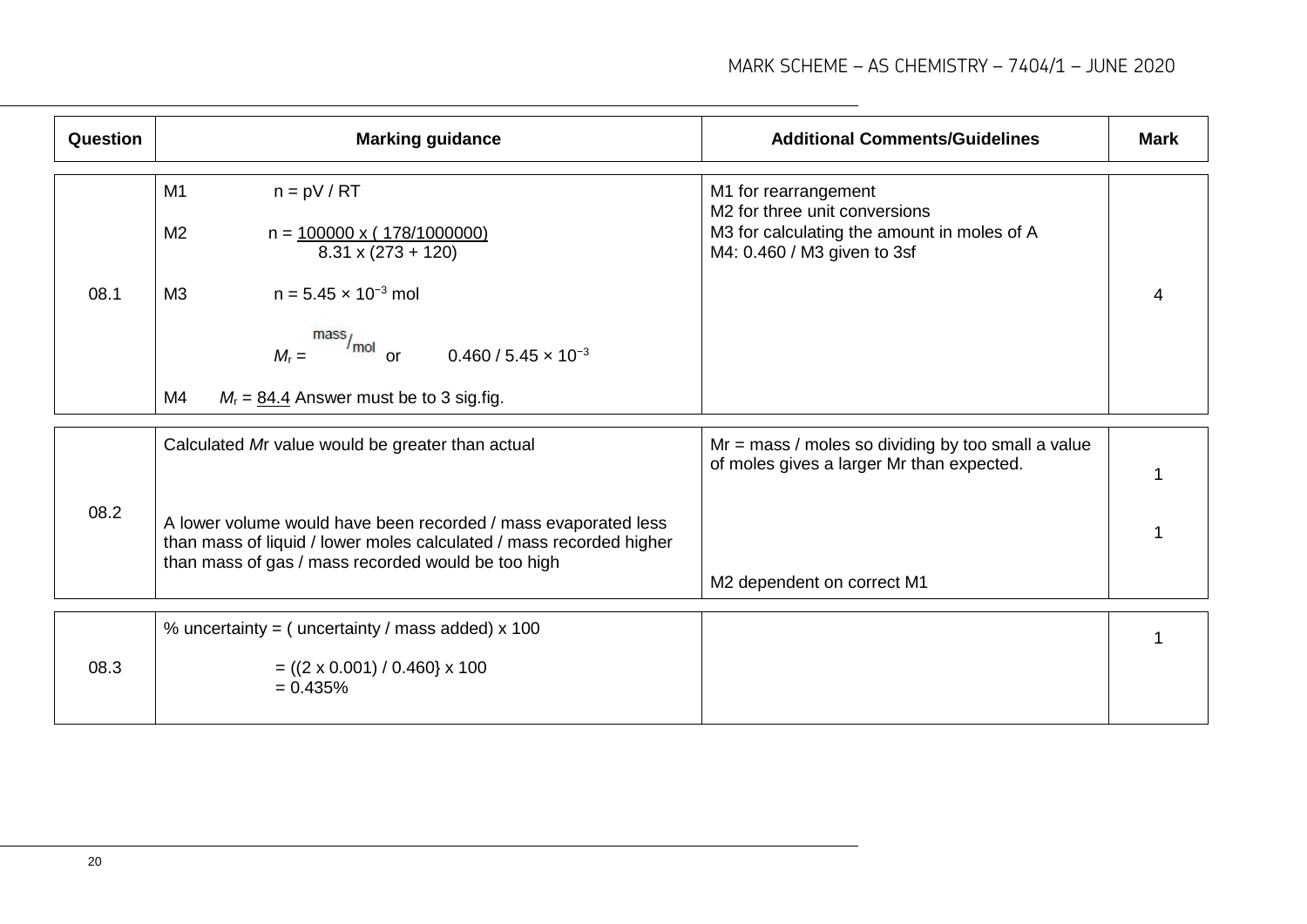| Question | Marking guidance | Additional Comments/Guidelines | Mark |
|---|---|---|---|
| 08.1 | M1 $n = pV / RT$<br><br>M2 $n = \frac{100000 \times (178/1000000)}{8.31 \times (273 + 120)}$<br><br>M3 $n = 5.45 \times 10^{-3}$ mol<br><br>$M_r = {}^{mass}/_{mol}$ or $0.460 / 5.45 \times 10^{-3}$<br><br>M4 $M_r$ = <u>84.4</u> Answer must be to 3 sig.fig. | M1 for rearrangement<br>M2 for three unit conversions<br>M3 for calculating the amount in moles of A<br>M4: 0.460 / M3 given to 3sf | 4 |
| 08.2 | Calculated *M*r value would be greater than actual<br><br>A lower volume would have been recorded / mass evaporated less than mass of liquid / lower moles calculated / mass recorded higher than mass of gas / mass recorded would be too high | Mr = mass / moles so dividing by too small a value of moles gives a larger Mr than expected.<br><br>M2 dependent on correct M1 | 1<br><br>1 |
| 08.3 | % uncertainty = ( uncertainty / mass added) x 100<br><br>= ((2 x 0.001) / 0.460} x 100<br>= 0.435% | | 1 |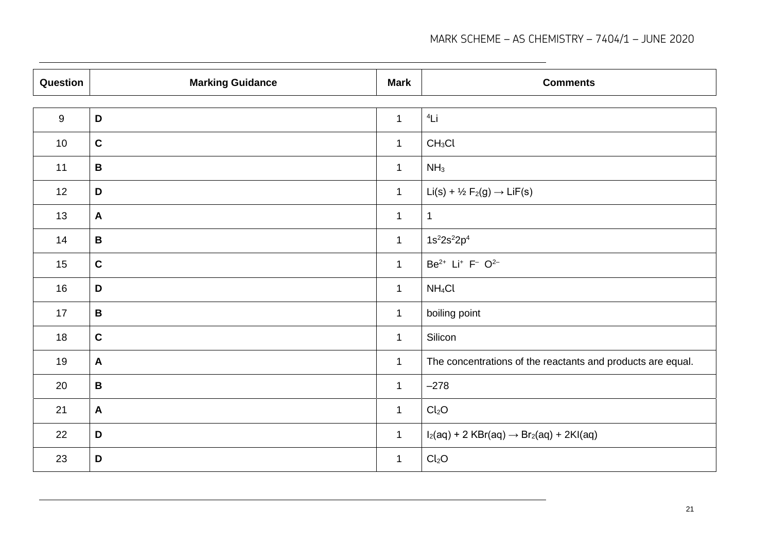| Question | Marking Guidance | Mark | Comments |
|---|---|---|---|
| 9 | **D** | 1 | $^{4}Li$ |
| 10 | **C** | 1 | $CH_3Cl$ |
| 11 | **B** | 1 | $NH_3$ |
| 12 | **D** | 1 | $Li(s) + ½ F_2(g) \rightarrow LiF(s)$ |
| 13 | **A** | 1 | 1 |
| 14 | **B** | 1 | $1s^2 2s^2 2p^4$ |
| 15 | **C** | 1 | $Be^{2+}$  $Li^{+}$  $F^{-}$  $O^{2-}$ |
| 16 | **D** | 1 | $NH_4Cl$ |
| 17 | **B** | 1 | boiling point |
| 18 | **C** | 1 | Silicon |
| 19 | **A** | 1 | The concentrations of the reactants and products are equal. |
| 20 | **B** | 1 | –278 |
| 21 | **A** | 1 | $Cl_2O$ |
| 22 | **D** | 1 | $I_2(aq) + 2 KBr(aq) \rightarrow Br_2(aq) + 2KI(aq)$ |
| 23 | **D** | 1 | $Cl_2O$ |